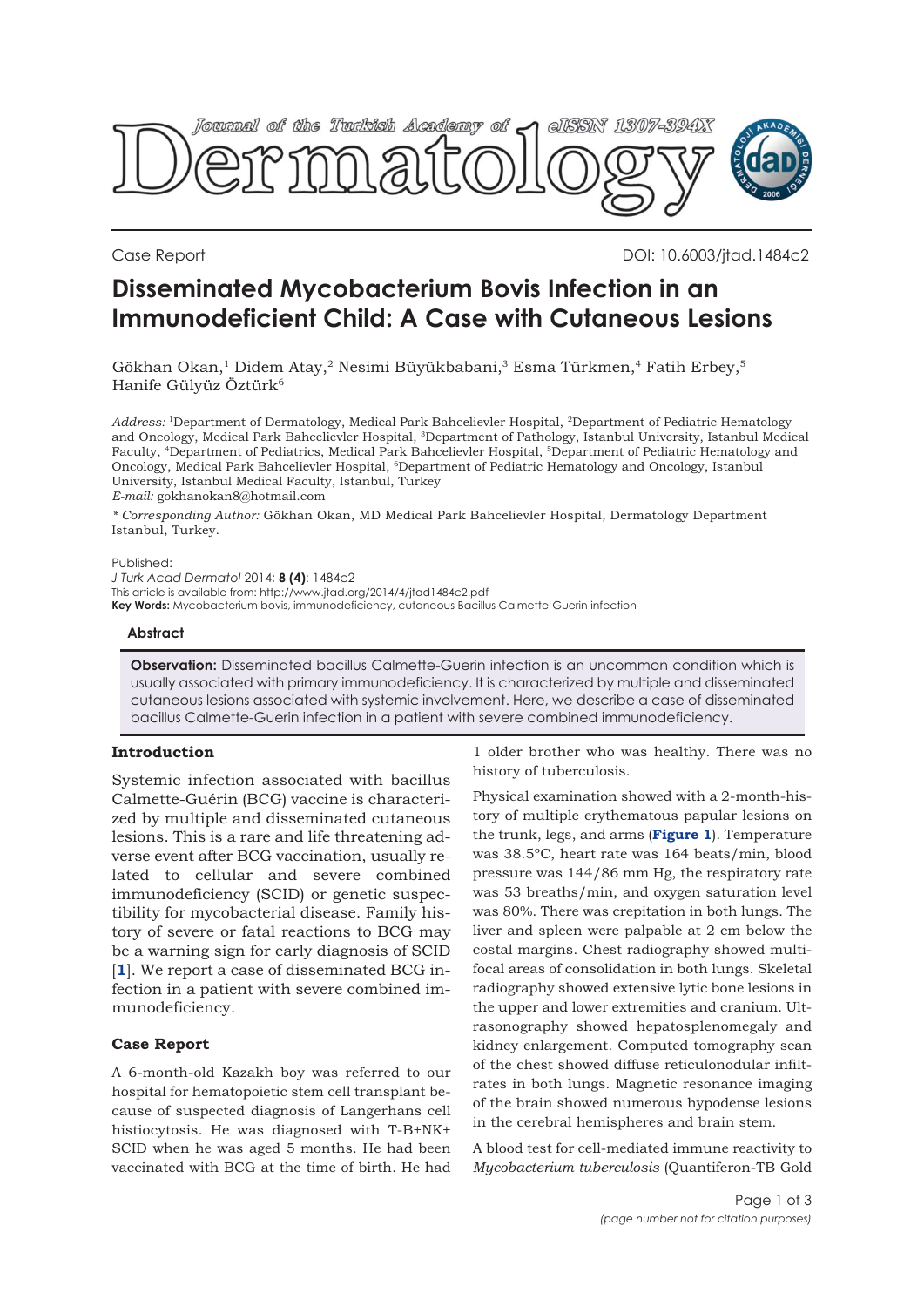Journal of the Turkish Academy of Dermatology eISSN 1307-394X

Case Report

DOI: 10.6003/jtad.1484c2

# Disseminated Mycobacterium Bovis Infection in an Immunodeficient Child: A Case with Cutaneous Lesions

Gökhan Okan,[1] Didem Atay,[2] Nesimi Büyükbabani,[3] Esma Türkmen,[4] Fatih Erbey,[5] Hanife Gülyüz Öztürk[6]

*Address:* [1]Department of Dermatology, Medical Park Bahcelievler Hospital, [2]Department of Pediatric Hematology and Oncology, Medical Park Bahcelievler Hospital, [3]Department of Pathology, Istanbul University, Istanbul Medical Faculty, [4]Department of Pediatrics, Medical Park Bahcelievler Hospital, [5]Department of Pediatric Hematology and Oncology, Medical Park Bahcelievler Hospital, [6]Department of Pediatric Hematology and Oncology, Istanbul University, Istanbul Medical Faculty, Istanbul, Turkey

*E-mail:* gokhanokan8@hotmail.com

*\* Corresponding Author:* Gökhan Okan, MD Medical Park Bahcelievler Hospital, Dermatology Department Istanbul, Turkey.

Published:

*J Turk Acad Dermatol* 2014; **8 (4)**: 1484c2

This article is available from: http://www.jtad.org/2014/4/jtad1484c2.pdf

**Key Words:** Mycobacterium bovis, immunodeficiency, cutaneous Bacillus Calmette-Guerin infection

### Abstract

**Observation:** Disseminated bacillus Calmette-Guerin infection is an uncommon condition which is usually associated with primary immunodeficiency. It is characterized by multiple and disseminated cutaneous lesions associated with systemic involvement. Here, we describe a case of disseminated bacillus Calmette-Guerin infection in a patient with severe combined immunodeficiency.

## Introduction

Systemic infection associated with bacillus Calmette-Guérin (BCG) vaccine is characterized by multiple and disseminated cutaneous lesions. This is a rare and life threatening adverse event after BCG vaccination, usually related to cellular and severe combined immunodeficiency (SCID) or genetic susceptibility for mycobacterial disease. Family history of severe or fatal reactions to BCG may be a warning sign for early diagnosis of SCID [1]. We report a case of disseminated BCG infection in a patient with severe combined immunodeficiency.

## Case Report

A 6-month-old Kazakh boy was referred to our hospital for hematopoietic stem cell transplant because of suspected diagnosis of Langerhans cell histiocytosis. He was diagnosed with T-B+NK+ SCID when he was aged 5 months. He had been vaccinated with BCG at the time of birth. He had 1 older brother who was healthy. There was no history of tuberculosis.

Physical examination showed with a 2-month-history of multiple erythematous papular lesions on the trunk, legs, and arms (**Figure 1**). Temperature was 38.5°C, heart rate was 164 beats/min, blood pressure was 144/86 mm Hg, the respiratory rate was 53 breaths/min, and oxygen saturation level was 80%. There was crepitation in both lungs. The liver and spleen were palpable at 2 cm below the costal margins. Chest radiography showed multifocal areas of consolidation in both lungs. Skeletal radiography showed extensive lytic bone lesions in the upper and lower extremities and cranium. Ultrasonography showed hepatosplenomegaly and kidney enlargement. Computed tomography scan of the chest showed diffuse reticulonodular infiltrates in both lungs. Magnetic resonance imaging of the brain showed numerous hypodense lesions in the cerebral hemispheres and brain stem.

A blood test for cell-mediated immune reactivity to *Mycobacterium tuberculosis* (Quantiferon-TB Gold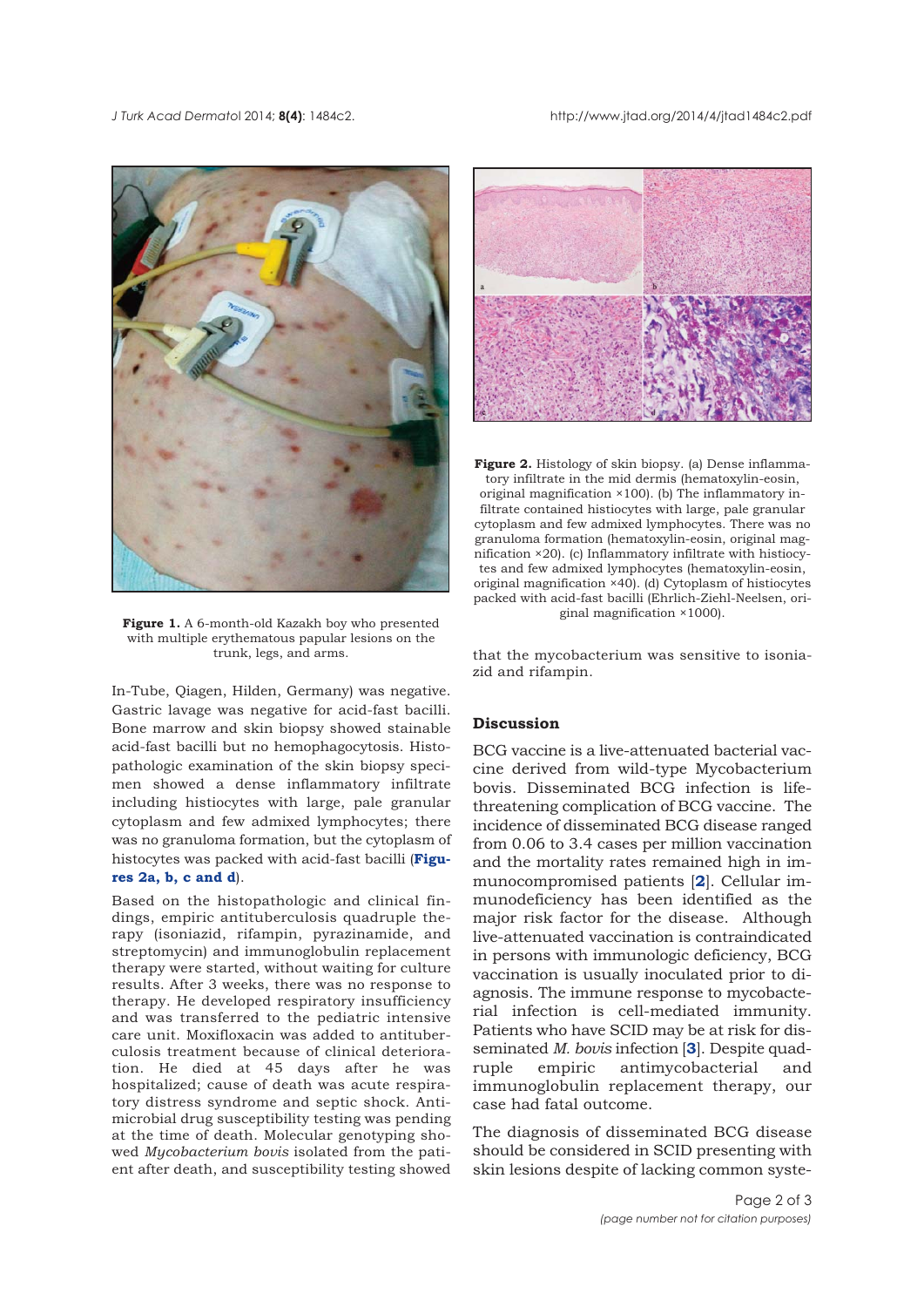**Figure 1.** A 6-month-old Kazakh boy who presented with multiple erythematous papular lesions on the trunk, legs, and arms.

**Figure 2.** Histology of skin biopsy. (a) Dense inflammatory infiltrate in the mid dermis (hematoxylin-eosin, original magnification ×100). (b) The inflammatory infiltrate contained histiocytes with large, pale granular cytoplasm and few admixed lymphocytes. There was no granuloma formation (hematoxylin-eosin, original magnification ×20). (c) Inflammatory infiltrate with histiocytes and few admixed lymphocytes (hematoxylin-eosin, original magnification ×40). (d) Cytoplasm of histiocytes packed with acid-fast bacilli (Ehrlich-Ziehl-Neelsen, original magnification ×1000).

In-Tube, Qiagen, Hilden, Germany) was negative. Gastric lavage was negative for acid-fast bacilli. Bone marrow and skin biopsy showed stainable acid-fast bacilli but no hemophagocytosis. Histopathologic examination of the skin biopsy specimen showed a dense inflammatory infiltrate including histiocytes with large, pale granular cytoplasm and few admixed lymphocytes; there was no granuloma formation, but the cytoplasm of histiocytes was packed with acid-fast bacilli (**Figures 2a, b, c and d**).

Based on the histopathologic and clinical findings, empiric antituberculosis quadruple therapy (isoniazid, rifampin, pyrazinamide, and streptomycin) and immunoglobulin replacement therapy were started, without waiting for culture results. After 3 weeks, there was no response to therapy. He developed respiratory insufficiency and was transferred to the pediatric intensive care unit. Moxifloxacin was added to antituberculosis treatment because of clinical deterioration. He died at 45 days after he was hospitalized; cause of death was acute respiratory distress syndrome and septic shock. Antimicrobial drug susceptibility testing was pending at the time of death. Molecular genotyping showed *Mycobacterium bovis* isolated from the patient after death, and susceptibility testing showed that the mycobacterium was sensitive to isoniazid and rifampin.

## Discussion

BCG vaccine is a live-attenuated bacterial vaccine derived from wild-type Mycobacterium bovis. Disseminated BCG infection is life-threatening complication of BCG vaccine. The incidence of disseminated BCG disease ranged from 0.06 to 3.4 cases per million vaccination and the mortality rates remained high in immunocompromised patients [**2**]. Cellular immunodeficiency has been identified as the major risk factor for the disease. Although live-attenuated vaccination is contraindicated in persons with immunologic deficiency, BCG vaccination is usually inoculated prior to diagnosis. The immune response to mycobacterial infection is cell-mediated immunity. Patients who have SCID may be at risk for disseminated *M. bovis* infection [**3**]. Despite quadruple empiric antimycobacterial and immunoglobulin replacement therapy, our case had fatal outcome.

The diagnosis of disseminated BCG disease should be considered in SCID presenting with skin lesions despite of lacking common syste-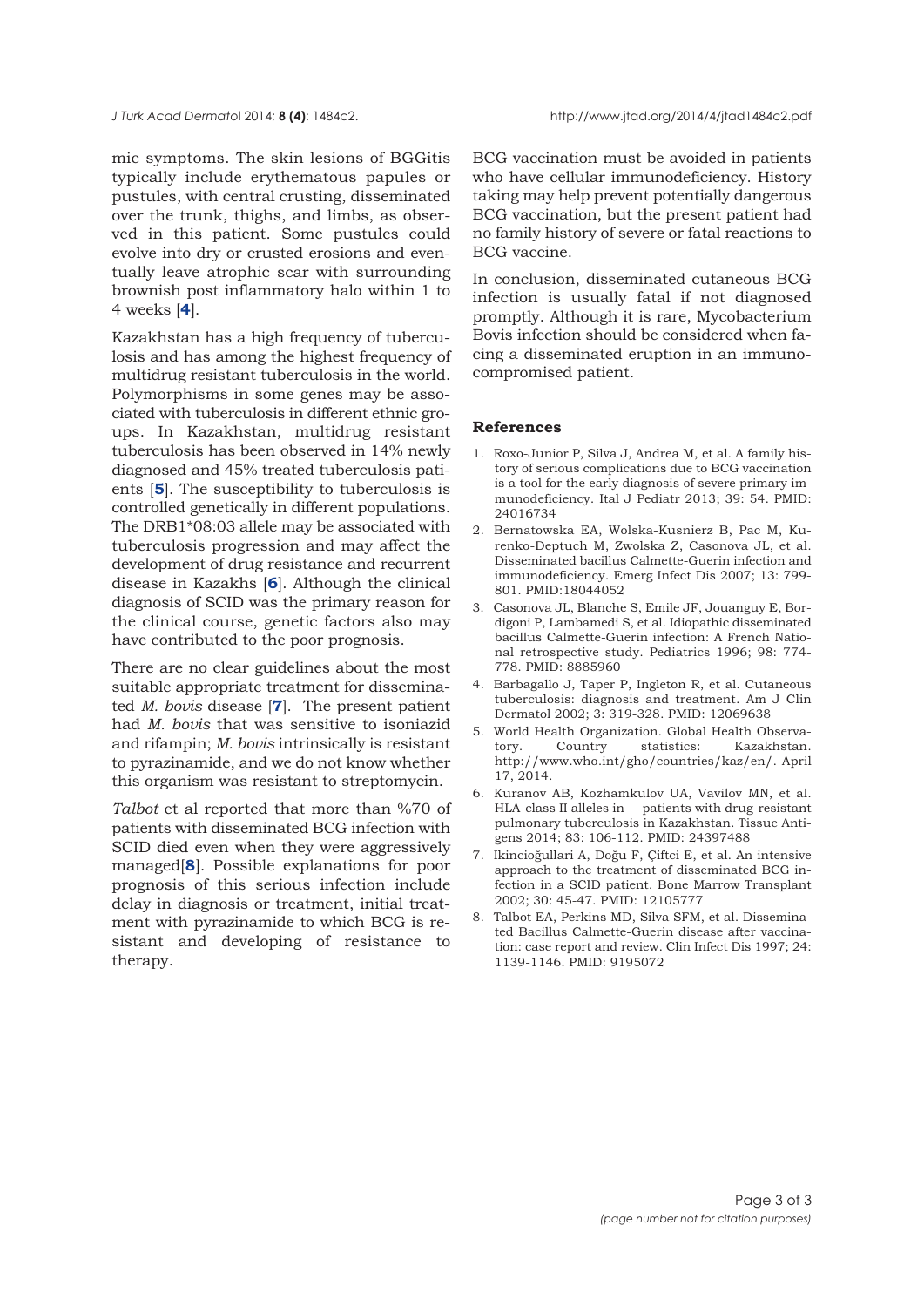mic symptoms. The skin lesions of BGGitis typically include erythematous papules or pustules, with central crusting, disseminated over the trunk, thighs, and limbs, as observed in this patient. Some pustules could evolve into dry or crusted erosions and eventually leave atrophic scar with surrounding brownish post inflammatory halo within 1 to 4 weeks [**4**].

Kazakhstan has a high frequency of tuberculosis and has among the highest frequency of multidrug resistant tuberculosis in the world. Polymorphisms in some genes may be associated with tuberculosis in different ethnic groups. In Kazakhstan, multidrug resistant tuberculosis has been observed in 14% newly diagnosed and 45% treated tuberculosis patients [**5**]. The susceptibility to tuberculosis is controlled genetically in different populations. The DRB1*08:03 allele may be associated with tuberculosis progression and may affect the development of drug resistance and recurrent disease in Kazakhs [**6**]. Although the clinical diagnosis of SCID was the primary reason for the clinical course, genetic factors also may have contributed to the poor prognosis.

There are no clear guidelines about the most suitable appropriate treatment for disseminated *M. bovis* disease [**7**]. The present patient had *M. bovis* that was sensitive to isoniazid and rifampin; *M. bovis* intrinsically is resistant to pyrazinamide, and we do not know whether this organism was resistant to streptomycin.

*Talbot* et al reported that more than %70 of patients with disseminated BCG infection with SCID died even when they were aggressively managed[**8**]. Possible explanations for poor prognosis of this serious infection include delay in diagnosis or treatment, initial treatment with pyrazinamide to which BCG is resistant and developing of resistance to therapy.

BCG vaccination must be avoided in patients who have cellular immunodeficiency. History taking may help prevent potentially dangerous BCG vaccination, but the present patient had no family history of severe or fatal reactions to BCG vaccine.

In conclusion, disseminated cutaneous BCG infection is usually fatal if not diagnosed promptly. Although it is rare, Mycobacterium Bovis infection should be considered when facing a disseminated eruption in an immunocompromised patient.

## References

1. Roxo-Junior P, Silva J, Andrea M, et al. A family history of serious complications due to BCG vaccination is a tool for the early diagnosis of severe primary immunodeficiency. Ital J Pediatr 2013; 39: 54. PMID: 24016734
2. Bernatowska EA, Wolska-Kusnierz B, Pac M, Kurenko-Deptuch M, Zwolska Z, Casonova JL, et al. Disseminated bacillus Calmette-Guerin infection and immunodeficiency. Emerg Infect Dis 2007; 13: 799-801. PMID:18044052
3. Casonova JL, Blanche S, Emile JF, Jouanguy E, Bordigoni P, Lambamedi S, et al. Idiopathic disseminated bacillus Calmette-Guerin infection: A French National retrospective study. Pediatrics 1996; 98: 774-778. PMID: 8885960
4. Barbagallo J, Taper P, Ingleton R, et al. Cutaneous tuberculosis: diagnosis and treatment. Am J Clin Dermatol 2002; 3: 319-328. PMID: 12069638
5. World Health Organization. Global Health Observatory. Country statistics: Kazakhstan. http://www.who.int/gho/countries/kaz/en/. April 17, 2014.
6. Kuranov AB, Kozhamkulov UA, Vavilov MN, et al. HLA-class II alleles in patients with drug-resistant pulmonary tuberculosis in Kazakhstan. Tissue Antigens 2014; 83: 106-112. PMID: 24397488
7. Ikincioğullari A, Doğu F, Çiftci E, et al. An intensive approach to the treatment of disseminated BCG infection in a SCID patient. Bone Marrow Transplant 2002; 30: 45-47. PMID: 12105777
8. Talbot EA, Perkins MD, Silva SFM, et al. Disseminated Bacillus Calmette-Guerin disease after vaccination: case report and review. Clin Infect Dis 1997; 24: 1139-1146. PMID: 9195072